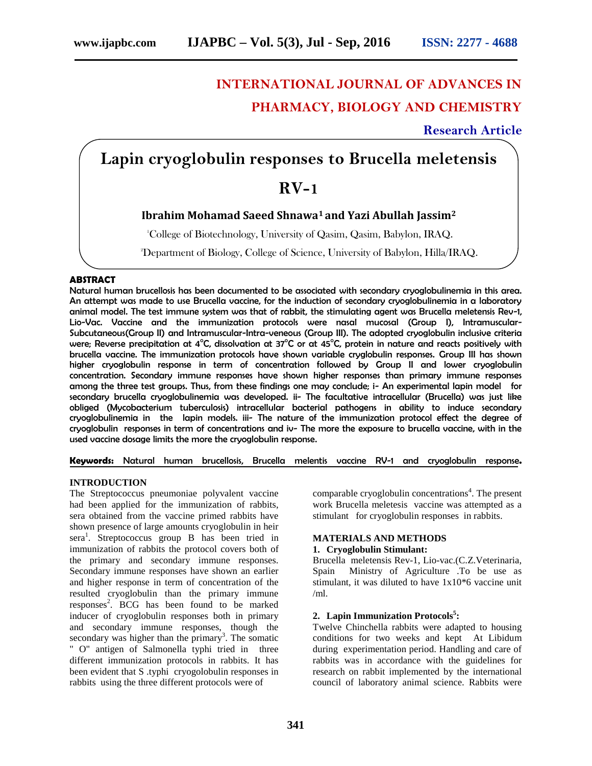# INTERNATIONAL JOURNAL OF ADVANCES IN PHARMACY, BIOLOGY AND CHEMISTRY

**Research Article**

# Lapin cryoglobulin responses to Brucella meletensis RV-1

**Ibrahim Mohamad Saeed Shnawa[1] and Yazi Abullah Jassim[2]**

[1]College of Biotechnology, University of Qasim, Qasim, Babylon, IRAQ.

[2]Department of Biology, College of Science, University of Babylon, Hilla/IRAQ.

## ABSTRACT

Natural human brucellosis has been documented to be associated with secondary cryoglobulinemia in this area. An attempt was made to use Brucella vaccine, for the induction of secondary cryoglobulinemia in a laboratory animal model. The test immune system was that of rabbit, the stimulating agent was Brucella meletensis Rev-1, Lio-Vac. Vaccine and the immunization protocols were nasal mucosal (Group I), Intramuscular-Subcutaneous(Group II) and Intramuscular-Intra-veneous (Group III). The adopted cryoglobulin inclusive criteria were; Reverse precipitation at 4°C, dissolvation at 37°C or at 45°C, protein in nature and reacts positively with brucella vaccine. The immunization protocols have shown variable cryglobulin responses. Group III has shown higher cryoglobulin response in term of concentration followed by Group II and lower cryoglobulin concentration. Secondary immune responses have shown higher responses than primary immune responses among the three test groups. Thus, from these findings one may conclude; i- An experimental lapin model for secondary brucella cryoglobulinemia was developed. ii- The facultative intracellular (Brucella) was just like obliged (Mycobacterium tuberculosis) intracellular bacterial pathogens in ability to induce secondary cryoglobulinemia in the lapin models. iii- The nature of the immunization protocol effect the degree of cryoglobulin responses in term of concentrations and iv- The more the exposure to brucella vaccine, with in the used vaccine dosage limits the more the cryoglobulin response.

**Keywords:** Natural human brucellosis, Brucella melentis vaccine RV-1 and cryoglobulin response**.**

## INTRODUCTION

The Streptococcus pneumoniae polyvalent vaccine had been applied for the immunization of rabbits, sera obtained from the vaccine primed rabbits have shown presence of large amounts cryoglobulin in heir sera[1]. Streptococcus group B has been tried in immunization of rabbits the protocol covers both of the primary and secondary immune responses. Secondary immune responses have shown an earlier and higher response in term of concentration of the resulted cryoglobulin than the primary immune responses[2]. BCG has been found to be marked inducer of cryoglobulin responses both in primary and secondary immune responses, though the secondary was higher than the primary[3]. The somatic " O" antigen of Salmonella typhi tried in three different immunization protocols in rabbits. It has been evident that S .typhi cryogolobulin responses in rabbits using the three different protocols were of comparable cryoglobulin concentrations[4]. The present work Brucella meletesis vaccine was attempted as a stimulant for cryoglobulin responses in rabbits.

## MATERIALS AND METHODS

### 1. Cryoglobulin Stimulant:

Brucella meletensis Rev-1, Lio-vac.(C.Z.Veterinaria, Spain Ministry of Agriculture .To be use as stimulant, it was diluted to have 1x10*6 vaccine unit /ml.

### 2. Lapin Immunization Protocols[5]:

Twelve Chinchella rabbits were adapted to housing conditions for two weeks and kept At Libidum during experimentation period. Handling and care of rabbits was in accordance with the guidelines for research on rabbit implemented by the international council of laboratory animal science. Rabbits were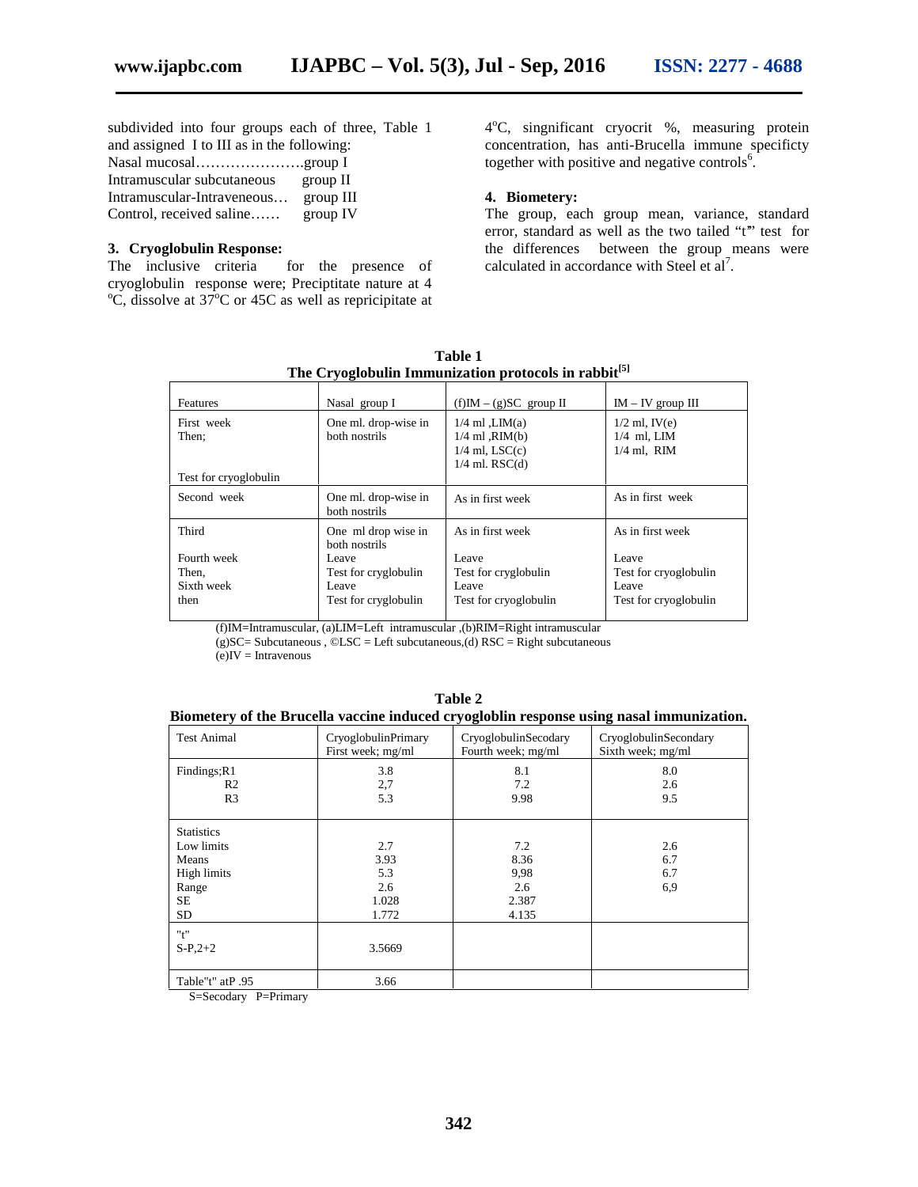subdivided into four groups each of three, Table 1 and assigned I to III as in the following:

Nasal mucosal………………….group I
Intramuscular subcutaneous group II
Intramuscular-Intraveneous… group III
Control, received saline…… group IV

### 3. Cryoglobulin Response:

The inclusive criteria for the presence of cryoglobulin response were; Preciptitate nature at 4 °C, dissolve at 37°C or 45C as well as repricipitate at 4°C, singnificant cryocrit %, measuring protein concentration, has anti-Brucella immune specificty together with positive and negative controls[6].

### 4. Biometery:

The group, each group mean, variance, standard error, standard as well as the two tailed "t" test for the differences between the group means were calculated in accordance with Steel et al[7].

**Table 1**
**The Cryoglobulin Immunization protocols in rabbit[5]**

| Features | Nasal group I | (f)IM – (g)SC group II | IM – IV group III |
|---|---|---|---|
| First week<br>Then;<br><br>Test for cryoglobulin | One ml. drop-wise in both nostrils | 1/4 ml ,LIM(a)<br>1/4 ml ,RIM(b)<br>1/4 ml, LSC(c)<br>1/4 ml. RSC(d) | 1/2 ml, IV(e)<br>1/4 ml, LIM<br>1/4 ml, RIM |
| Second week | One ml. drop-wise in both nostrils | As in first week | As in first week |
| Third<br><br>Fourth week<br>Then,<br>Sixth week<br>then | One ml drop wise in both nostrils<br>Leave<br>Test for cryglobulin<br>Leave<br>Test for cryglobulin | As in first week<br><br>Leave<br>Test for cryglobulin<br>Leave<br>Test for cryoglobulin | As in first week<br><br>Leave<br>Test for cryoglobulin<br>Leave<br>Test for cryoglobulin |

(f)IM=Intramuscular, (a)LIM=Left intramuscular ,(b)RIM=Right intramuscular
(g)SC= Subcutaneous , ©LSC = Left subcutaneous,(d) RSC = Right subcutaneous
(e)IV = Intravenous

**Table 2**
**Biometery of the Brucella vaccine induced cryogloblin response using nasal immunization.**

| Test Animal | CryoglobulinPrimary First week; mg/ml | CryoglobulinSecodary Fourth week; mg/ml | CryoglobulinSecondary Sixth week; mg/ml |
|---|---|---|---|
| Findings;R1 | 3.8 | 8.1 | 8.0 |
| R2 | 2,7 | 7.2 | 2.6 |
| R3 | 5.3 | 9.98 | 9.5 |
| Statistics | | | |
| Low limits | 2.7 | 7.2 | 2.6 |
| Means | 3.93 | 8.36 | 6.7 |
| High limits | 5.3 | 9,98 | 6.7 |
| Range | 2.6 | 2.6 | 6,9 |
| SE | 1.028 | 2.387 | |
| SD | 1.772 | 4.135 | |
| "t"<br>S-P,2+2 | 3.5669 | | |
| Table"t" atP .95 | 3.66 | | |

S=Secodary P=Primary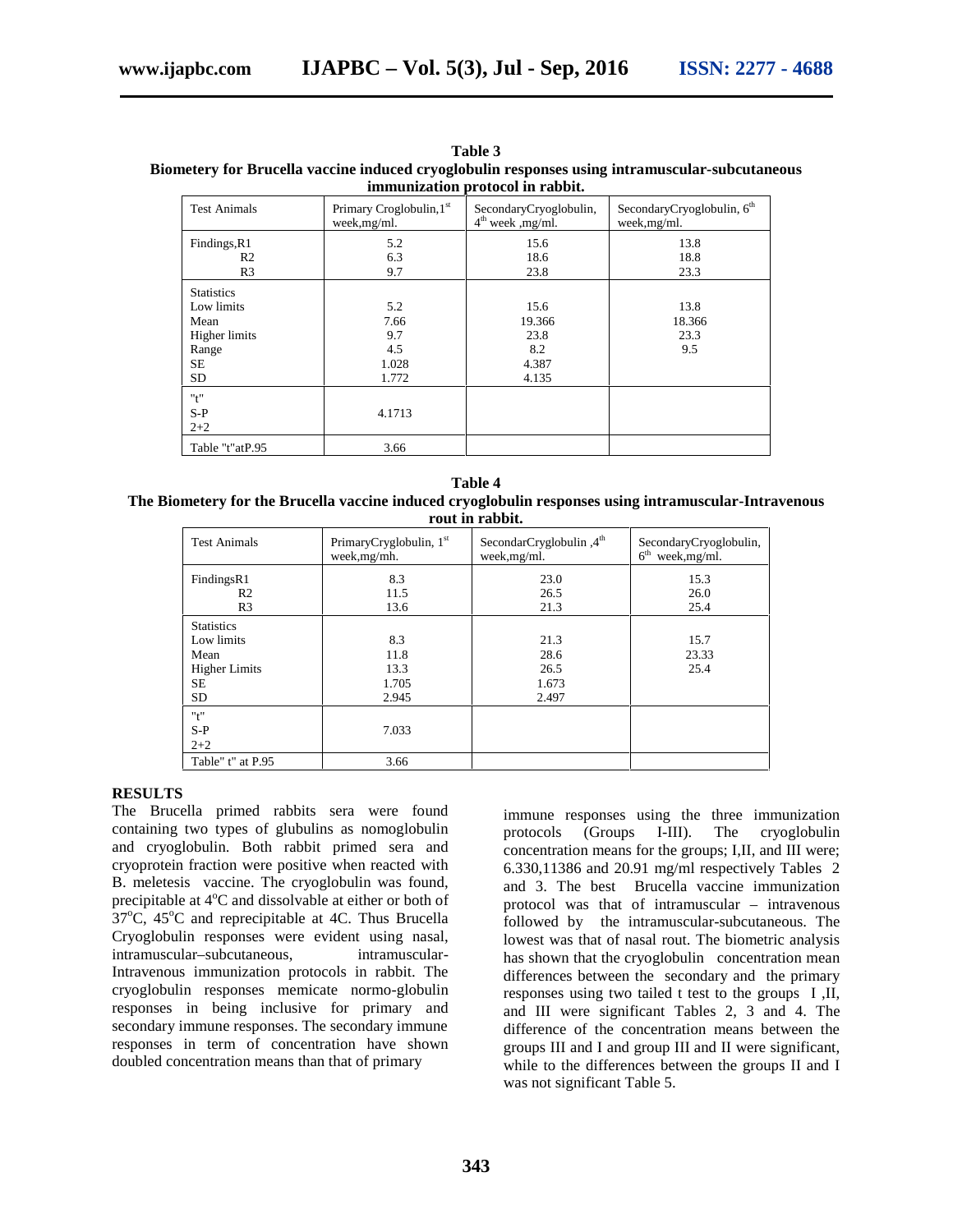**Table 3**
**Biometery for Brucella vaccine induced cryoglobulin responses using intramuscular-subcutaneous immunization protocol in rabbit.**

| Test Animals | Primary Croglobulin,1st week,mg/ml. | SecondaryCryoglobulin, 4th week ,mg/ml. | SecondaryCryoglobulin, 6th week,mg/ml. |
|---|---|---|---|
| Findings,R1 | 5.2 | 15.6 | 13.8 |
| R2 | 6.3 | 18.6 | 18.8 |
| R3 | 9.7 | 23.8 | 23.3 |
| Statistics | | | |
| Low limits | 5.2 | 15.6 | 13.8 |
| Mean | 7.66 | 19.366 | 18.366 |
| Higher limits | 9.7 | 23.8 | 23.3 |
| Range | 4.5 | 8.2 | 9.5 |
| SE | 1.028 | 4.387 | |
| SD | 1.772 | 4.135 | |
| "t" S-P 2+2 | 4.1713 | | |
| Table "t"atP.95 | 3.66 | | |

**Table 4**
**The Biometery for the Brucella vaccine induced cryoglobulin responses using intramuscular-Intravenous rout in rabbit.**

| Test Animals | PrimaryCryglobulin, 1st week,mg/mh. | SecondarCryglobulin ,4th week,mg/ml. | SecondaryCryoglobulin, 6th week,mg/ml. |
|---|---|---|---|
| FindingsR1 | 8.3 | 23.0 | 15.3 |
| R2 | 11.5 | 26.5 | 26.0 |
| R3 | 13.6 | 21.3 | 25.4 |
| Statistics | | | |
| Low limits | 8.3 | 21.3 | 15.7 |
| Mean | 11.8 | 28.6 | 23.33 |
| Higher Limits | 13.3 | 26.5 | 25.4 |
| SE | 1.705 | 1.673 | |
| SD | 2.945 | 2.497 | |
| "t" S-P 2+2 | 7.033 | | |
| Table" t" at P.95 | 3.66 | | |

## RESULTS

The Brucella primed rabbits sera were found containing two types of glubulins as nomoglobulin and cryoglobulin. Both rabbit primed sera and cryoprotein fraction were positive when reacted with B. meletesis vaccine. The cryoglobulin was found, precipitable at 4°C and dissolvable at either or both of 37°C, 45°C and reprecipitable at 4C. Thus Brucella Cryoglobulin responses were evident using nasal, intramuscular–subcutaneous, intramuscular-Intravenous immunization protocols in rabbit. The cryoglobulin responses memicate normo-globulin responses in being inclusive for primary and secondary immune responses. The secondary immune responses in term of concentration have shown doubled concentration means than that of primary immune responses using the three immunization protocols (Groups I-III). The cryoglobulin concentration means for the groups; I,II, and III were; 6.330,11386 and 20.91 mg/ml respectively Tables 2 and 3. The best Brucella vaccine immunization protocol was that of intramuscular – intravenous followed by the intramuscular-subcutaneous. The lowest was that of nasal rout. The biometric analysis has shown that the cryoglobulin concentration mean differences between the secondary and the primary responses using two tailed t test to the groups I ,II, and III were significant Tables 2, 3 and 4. The difference of the concentration means between the groups III and I and group III and II were significant, while to the differences between the groups II and I was not significant Table 5.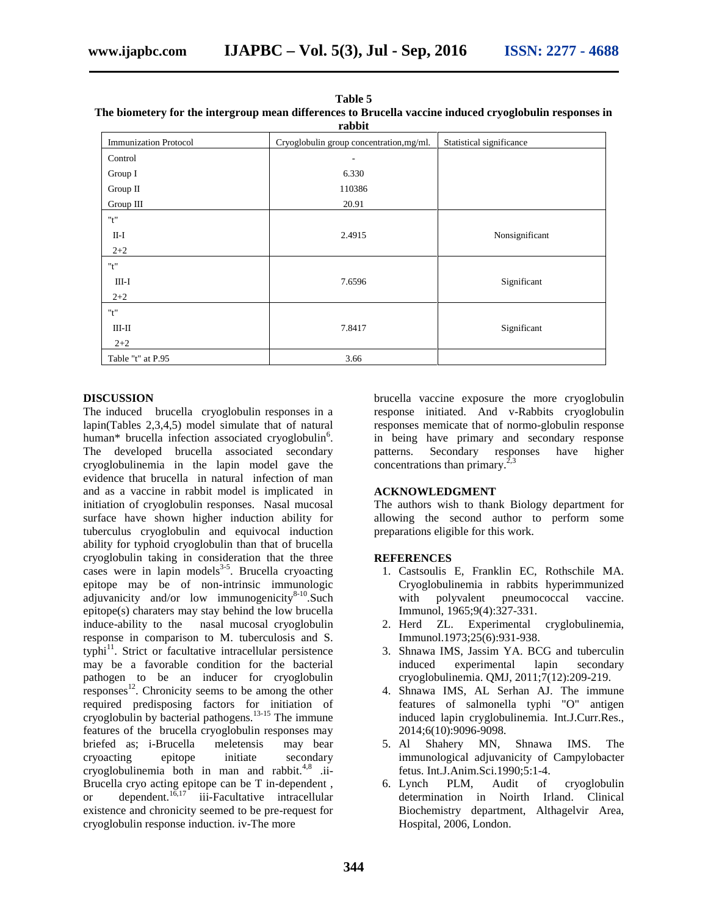**Table 5**
**The biometery for the intergroup mean differences to Brucella vaccine induced cryoglobulin responses in rabbit**

| Immunization Protocol | Cryoglobulin group concentration,mg/ml. | Statistical significance |
|---|---|---|
| Control | - | |
| Group I | 6.330 | |
| Group II | 110386 | |
| Group III | 20.91 | |
| "t" II-I 2+2 | 2.4915 | Nonsignificant |
| "t" III-I 2+2 | 7.6596 | Significant |
| "t" III-II 2+2 | 7.8417 | Significant |
| Table "t" at P.95 | 3.66 | |

## DISCUSSION

The induced brucella cryoglobulin responses in a lapin(Tables 2,3,4,5) model simulate that of natural human* brucella infection associated cryoglobulin[6]. The developed brucella associated secondary cryoglobulinemia in the lapin model gave the evidence that brucella in natural infection of man and as a vaccine in rabbit model is implicated in initiation of cryoglobulin responses. Nasal mucosal surface have shown higher induction ability for tuberculus cryoglobulin and equivocal induction ability for typhoid cryoglobulin than that of brucella cryoglobulin taking in consideration that the three cases were in lapin models[3-5]. Brucella cryoacting epitope may be of non-intrinsic immunologic adjuvanicity and/or low immunogenicity[8-10].Such epitope(s) charaters may stay behind the low brucella induce-ability to the nasal mucosal cryoglobulin response in comparison to M. tuberculosis and S. typhi[11]. Strict or facultative intracellular persistence may be a favorable condition for the bacterial pathogen to be an inducer for cryoglobulin responses[12]. Chronicity seems to be among the other required predisposing factors for initiation of cryoglobulin by bacterial pathogens.[13-15] The immune features of the brucella cryoglobulin responses may briefed as; i-Brucella meletensis may bear cryoacting epitope initiate secondary cryoglobulinemia both in man and rabbit.[4,8] .ii-Brucella cryo acting epitope can be T in-dependent , or dependent.[16,17] iii-Facultative intracellular existence and chronicity seemed to be pre-request for cryoglobulin response induction. iv-The more brucella vaccine exposure the more cryoglobulin response initiated. And v-Rabbits cryoglobulin responses memicate that of normo-globulin response in being have primary and secondary response patterns. Secondary responses have higher concentrations than primary.[2,3]

## ACKNOWLEDGMENT

The authors wish to thank Biology department for allowing the second author to perform some preparations eligible for this work.

## REFERENCES

1. Castsoulis E, Franklin EC, Rothschile MA. Cryoglobulinemia in rabbits hyperimmunized with polyvalent pneumococcal vaccine. Immunol, 1965;9(4):327-331.
2. Herd ZL. Experimental cryglobulinemia, Immunol.1973;25(6):931-938.
3. Shnawa IMS, Jassim YA. BCG and tuberculin induced experimental lapin secondary cryoglobulinemia. QMJ, 2011;7(12):209-219.
4. Shnawa IMS, AL Serhan AJ. The immune features of salmonella typhi "O" antigen induced lapin cryglobulinemia. Int.J.Curr.Res., 2014;6(10):9096-9098.
5. Al Shahery MN, Shnawa IMS. The immunological adjuvanicity of Campylobacter fetus. Int.J.Anim.Sci.1990;5:1-4.
6. Lynch PLM, Audit of cryoglobulin determination in Noirth Irland. Clinical Biochemistry department, Althagelvir Area, Hospital, 2006, London.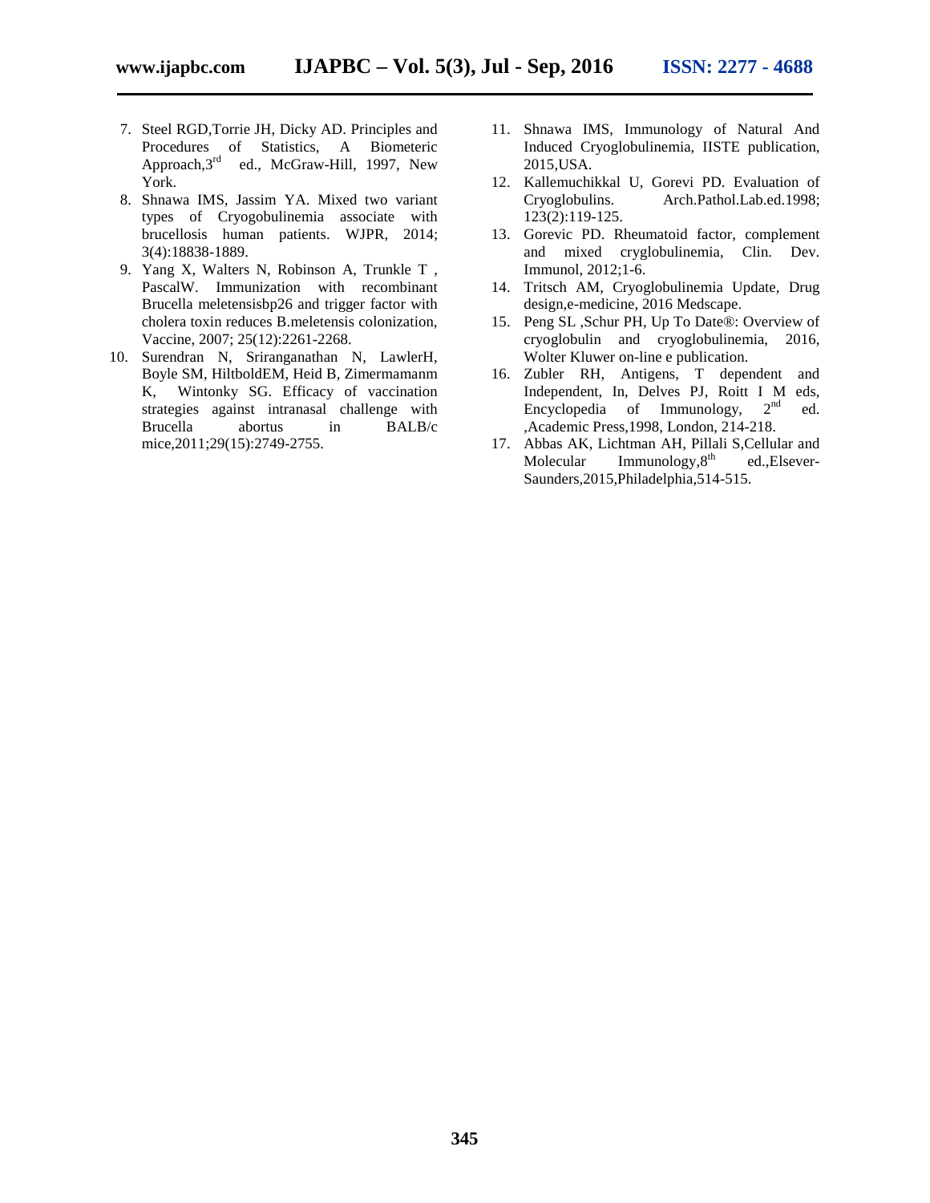7. Steel RGD,Torrie JH, Dicky AD. Principles and Procedures of Statistics, A Biometeric Approach,3rd ed., McGraw-Hill, 1997, New York.
8. Shnawa IMS, Jassim YA. Mixed two variant types of Cryogobulinemia associate with brucellosis human patients. WJPR, 2014; 3(4):18838-1889.
9. Yang X, Walters N, Robinson A, Trunkle T , PascalW. Immunization with recombinant Brucella meletensisbp26 and trigger factor with cholera toxin reduces B.meletensis colonization, Vaccine, 2007; 25(12):2261-2268.
10. Surendran N, Sriranganathan N, LawlerH, Boyle SM, HiltboldEM, Heid B, Zimermamanm K, Wintonky SG. Efficacy of vaccination strategies against intranasal challenge with Brucella abortus in BALB/c mice,2011;29(15):2749-2755.
11. Shnawa IMS, Immunology of Natural And Induced Cryoglobulinemia, IISTE publication, 2015,USA.
12. Kallemuchikkal U, Gorevi PD. Evaluation of Cryoglobulins. Arch.Pathol.Lab.ed.1998; 123(2):119-125.
13. Gorevic PD. Rheumatoid factor, complement and mixed cryglobulinemia, Clin. Dev. Immunol, 2012;1-6.
14. Tritsch AM, Cryoglobulinemia Update, Drug design,e-medicine, 2016 Medscape.
15. Peng SL ,Schur PH, Up To Date®: Overview of cryoglobulin and cryoglobulinemia, 2016, Wolter Kluwer on-line e publication.
16. Zubler RH, Antigens, T dependent and Independent, In, Delves PJ, Roitt I M eds, Encyclopedia of Immunology, 2nd ed. ,Academic Press,1998, London, 214-218.
17. Abbas AK, Lichtman AH, Pillali S,Cellular and Molecular Immunology,8th ed.,Elsever-Saunders,2015,Philadelphia,514-515.